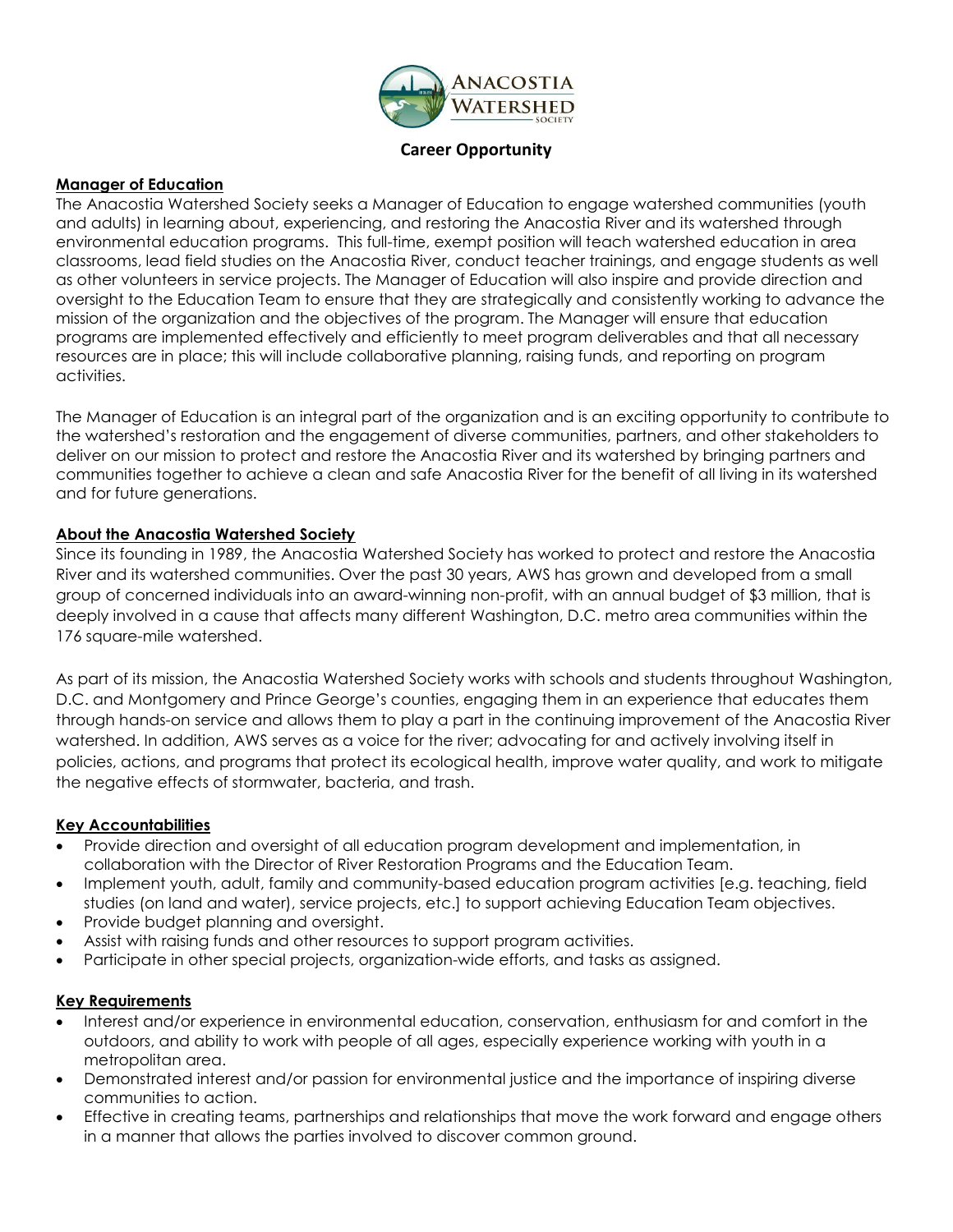# Career Opportunity

## Manager of Education

The Anacostia Watershed Society seeks a Manager of Education to engage watershed communities (youth and adults) in learning about, experiencing, and restoring the Anacostia River and its watershed through environmental education programs. This full-time, exempt position will teach watershed education in area classrooms, lead field studies on the Anacostia River, conduct teacher trainings, and engage students as well as other volunteers in service projects. The Manager of Education will also inspire and provide direction and oversight to the Education Team to ensure that they are strategically and consistently working to advance the mission of the organization and the objectives of the program. The Manager will ensure that education programs are implemented effectively and efficiently to meet program deliverables and that all necessary resources are in place; this will include collaborative planning, raising funds, and reporting on program activities.

The Manager of Education is an integral part of the organization and is an exciting opportunity to contribute to the watershed's restoration and the engagement of diverse communities, partners, and other stakeholders to deliver on our mission to protect and restore the Anacostia River and its watershed by bringing partners and communities together to achieve a clean and safe Anacostia River for the benefit of all living in its watershed and for future generations.

## About the Anacostia Watershed Society

Since its founding in 1989, the Anacostia Watershed Society has worked to protect and restore the Anacostia River and its watershed communities. Over the past 30 years, AWS has grown and developed from a small group of concerned individuals into an award-winning non-profit, with an annual budget of $3 million, that is deeply involved in a cause that affects many different Washington, D.C. metro area communities within the 176 square-mile watershed.

As part of its mission, the Anacostia Watershed Society works with schools and students throughout Washington, D.C. and Montgomery and Prince George's counties, engaging them in an experience that educates them through hands-on service and allows them to play a part in the continuing improvement of the Anacostia River watershed. In addition, AWS serves as a voice for the river; advocating for and actively involving itself in policies, actions, and programs that protect its ecological health, improve water quality, and work to mitigate the negative effects of stormwater, bacteria, and trash.

## Key Accountabilities

- Provide direction and oversight of all education program development and implementation, in collaboration with the Director of River Restoration Programs and the Education Team.
- Implement youth, adult, family and community-based education program activities [e.g. teaching, field studies (on land and water), service projects, etc.] to support achieving Education Team objectives.
- Provide budget planning and oversight.
- Assist with raising funds and other resources to support program activities.
- Participate in other special projects, organization-wide efforts, and tasks as assigned.

## Key Requirements

- Interest and/or experience in environmental education, conservation, enthusiasm for and comfort in the outdoors, and ability to work with people of all ages, especially experience working with youth in a metropolitan area.
- Demonstrated interest and/or passion for environmental justice and the importance of inspiring diverse communities to action.
- Effective in creating teams, partnerships and relationships that move the work forward and engage others in a manner that allows the parties involved to discover common ground.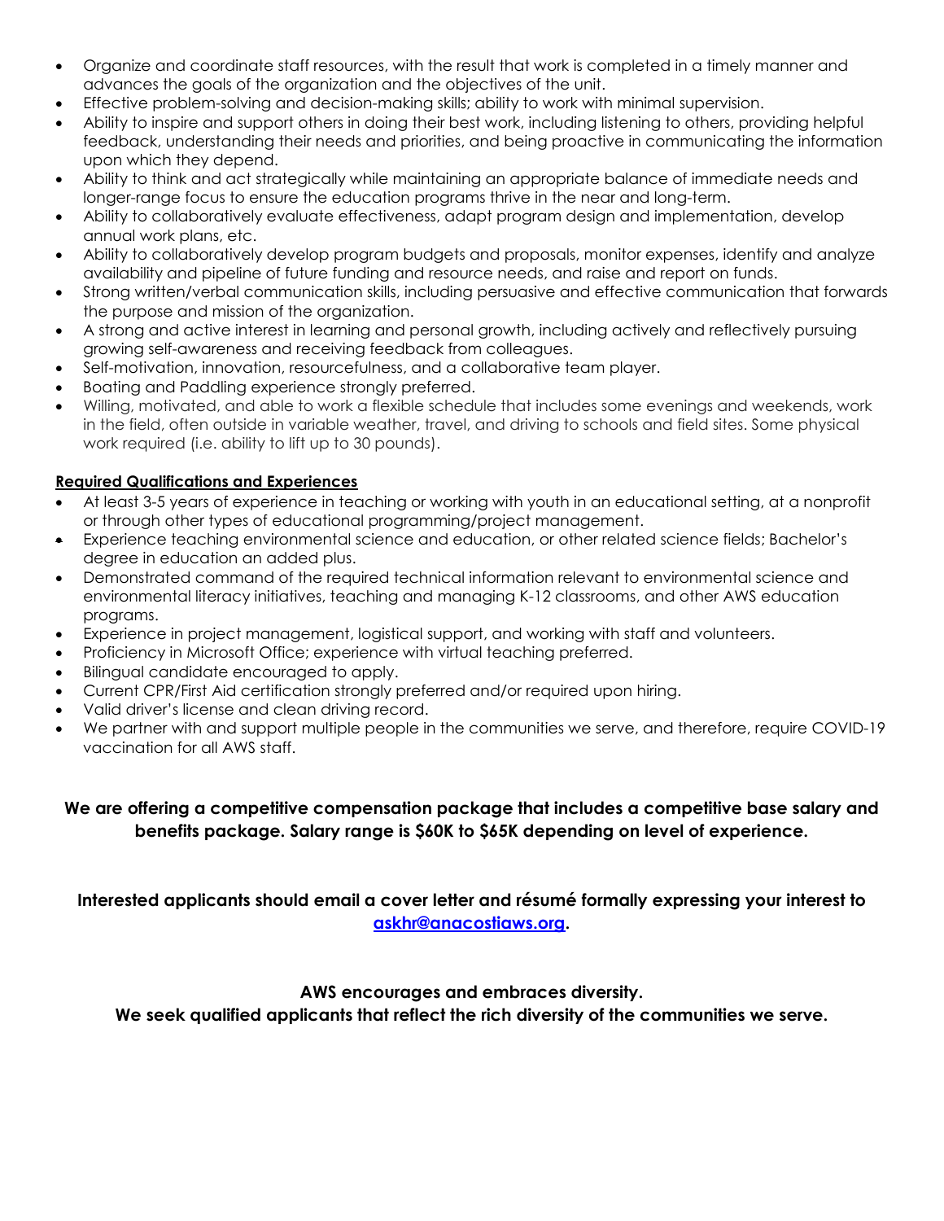- Organize and coordinate staff resources, with the result that work is completed in a timely manner and advances the goals of the organization and the objectives of the unit.
- Effective problem-solving and decision-making skills; ability to work with minimal supervision.
- Ability to inspire and support others in doing their best work, including listening to others, providing helpful feedback, understanding their needs and priorities, and being proactive in communicating the information upon which they depend.
- Ability to think and act strategically while maintaining an appropriate balance of immediate needs and longer-range focus to ensure the education programs thrive in the near and long-term.
- Ability to collaboratively evaluate effectiveness, adapt program design and implementation, develop annual work plans, etc.
- Ability to collaboratively develop program budgets and proposals, monitor expenses, identify and analyze availability and pipeline of future funding and resource needs, and raise and report on funds.
- Strong written/verbal communication skills, including persuasive and effective communication that forwards the purpose and mission of the organization.
- A strong and active interest in learning and personal growth, including actively and reflectively pursuing growing self-awareness and receiving feedback from colleagues.
- Self-motivation, innovation, resourcefulness, and a collaborative team player.
- Boating and Paddling experience strongly preferred.
- Willing, motivated, and able to work a flexible schedule that includes some evenings and weekends, work in the field, often outside in variable weather, travel, and driving to schools and field sites. Some physical work required (i.e. ability to lift up to 30 pounds).

**Required Qualifications and Experiences**

- At least 3-5 years of experience in teaching or working with youth in an educational setting, at a nonprofit or through other types of educational programming/project management.
- Experience teaching environmental science and education, or other related science fields; Bachelor's degree in education an added plus.
- Demonstrated command of the required technical information relevant to environmental science and environmental literacy initiatives, teaching and managing K-12 classrooms, and other AWS education programs.
- Experience in project management, logistical support, and working with staff and volunteers.
- Proficiency in Microsoft Office; experience with virtual teaching preferred.
- Bilingual candidate encouraged to apply.
- Current CPR/First Aid certification strongly preferred and/or required upon hiring.
- Valid driver's license and clean driving record.
- We partner with and support multiple people in the communities we serve, and therefore, require COVID-19 vaccination for all AWS staff.

**We are offering a competitive compensation package that includes a competitive base salary and benefits package. Salary range is $60K to $65K depending on level of experience.**

**Interested applicants should email a cover letter and résumé formally expressing your interest to [askhr@anacostiaws.org](mailto:askhr@anacostiaws.org).**

**AWS encourages and embraces diversity.**
**We seek qualified applicants that reflect the rich diversity of the communities we serve.**